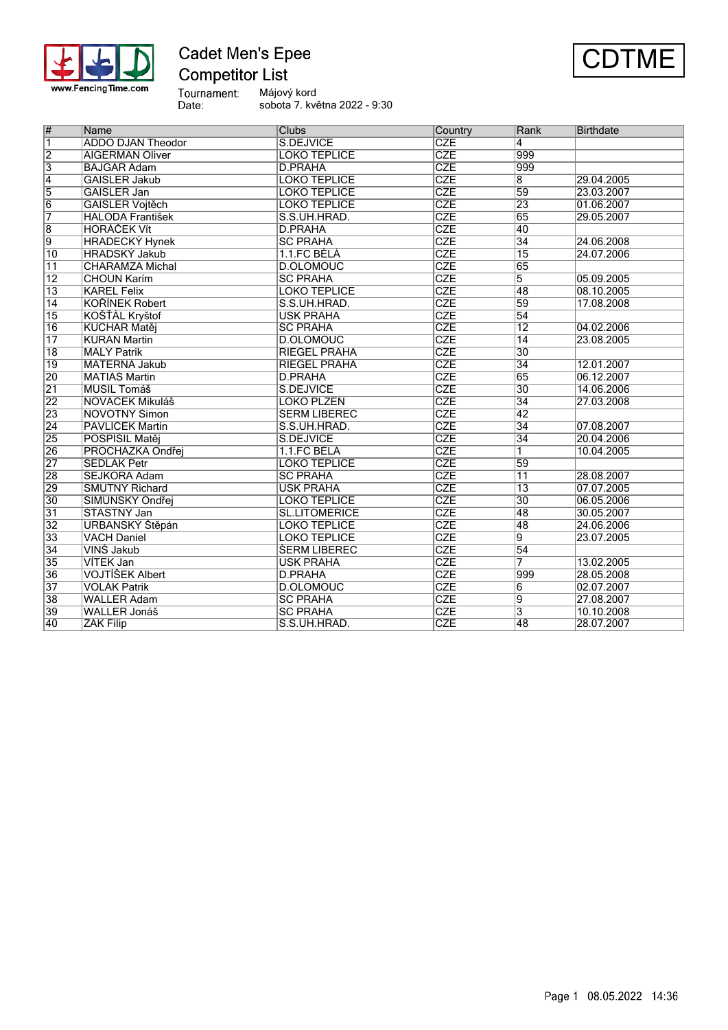# Cadet Men's Epee

## Competitor List

CDTME

Tournament: Májový kord
Date: sobota 7. května 2022 - 9:30

| # | Name | Clubs | Country | Rank | Birthdate |
|---|---|---|---|---|---|
| 1 | ADDO DJAN Theodor | S.DEJVICE | CZE | 4 | |
| 2 | AIGERMAN Oliver | LOKO TEPLICE | CZE | 999 | |
| 3 | BAJGAR Adam | D.PRAHA | CZE | 999 | |
| 4 | GAISLER Jakub | LOKO TEPLICE | CZE | 8 | 29.04.2005 |
| 5 | GAISLER Jan | LOKO TEPLICE | CZE | 59 | 23.03.2007 |
| 6 | GAISLER Vojtěch | LOKO TEPLICE | CZE | 23 | 01.06.2007 |
| 7 | HALODA František | S.S.UH.HRAD. | CZE | 65 | 29.05.2007 |
| 8 | HORÁČEK Vít | D.PRAHA | CZE | 40 | |
| 9 | HRADECKÝ Hynek | SC PRAHA | CZE | 34 | 24.06.2008 |
| 10 | HRADSKÝ Jakub | 1.1.FC BĚLÁ | CZE | 15 | 24.07.2006 |
| 11 | CHARAMZA Michal | D.OLOMOUC | CZE | 65 | |
| 12 | CHOUN Karím | SC PRAHA | CZE | 5 | 05.09.2005 |
| 13 | KAREL Felix | LOKO TEPLICE | CZE | 48 | 08.10.2005 |
| 14 | KOŘÍNEK Robert | S.S.UH.HRAD. | CZE | 59 | 17.08.2008 |
| 15 | KOŠŤÁL Kryštof | USK PRAHA | CZE | 54 | |
| 16 | KUCHAR Matěj | SC PRAHA | CZE | 12 | 04.02.2006 |
| 17 | KURAN Martin | D.OLOMOUC | CZE | 14 | 23.08.2005 |
| 18 | MALY Patrik | RIEGEL PRAHA | CZE | 30 | |
| 19 | MATERNA Jakub | RIEGEL PRAHA | CZE | 34 | 12.01.2007 |
| 20 | MATIAS Martin | D.PRAHA | CZE | 65 | 06.12.2007 |
| 21 | MUSIL Tomáš | S.DEJVICE | CZE | 30 | 14.06.2006 |
| 22 | NOVÁČEK Mikuláš | LOKO PLZEN | CZE | 34 | 27.03.2008 |
| 23 | NOVOTNÝ Simon | SERM LIBEREC | CZE | 42 | |
| 24 | PAVLICEK Martin | S.S.UH.HRAD. | CZE | 34 | 07.08.2007 |
| 25 | POSPÍŠIL Matěj | S.DEJVICE | CZE | 34 | 20.04.2006 |
| 26 | PROCHAZKA Ondřej | 1.1.FC BELA | CZE | 1 | 10.04.2005 |
| 27 | SEDLAK Petr | LOKO TEPLICE | CZE | 59 | |
| 28 | SEJKORA Adam | SC PRAHA | CZE | 11 | 28.08.2007 |
| 29 | SMUTNÝ Richard | USK PRAHA | CZE | 13 | 07.07.2005 |
| 30 | SIMŮNSKÝ Ondřej | LOKO TEPLICE | CZE | 30 | 06.05.2006 |
| 31 | STASTNY Jan | SL.LITOMERICE | CZE | 48 | 30.05.2007 |
| 32 | URBANSKÝ Štěpán | LOKO TEPLICE | CZE | 48 | 24.06.2006 |
| 33 | VACH Daniel | LOKO TEPLICE | CZE | 9 | 23.07.2005 |
| 34 | VINŠ Jakub | ŠERM LIBEREC | CZE | 54 | |
| 35 | VÍTEK Jan | USK PRAHA | CZE | 7 | 13.02.2005 |
| 36 | VOJTÍŠEK Albert | D.PRAHA | CZE | 999 | 28.05.2008 |
| 37 | VOLÁK Patrik | D.OLOMOUC | CZE | 6 | 02.07.2007 |
| 38 | WALLER Adam | SC PRAHA | CZE | 9 | 27.08.2007 |
| 39 | WALLER Jonáš | SC PRAHA | CZE | 3 | 10.10.2008 |
| 40 | ZAK Filip | S.S.UH.HRAD. | CZE | 48 | 28.07.2007 |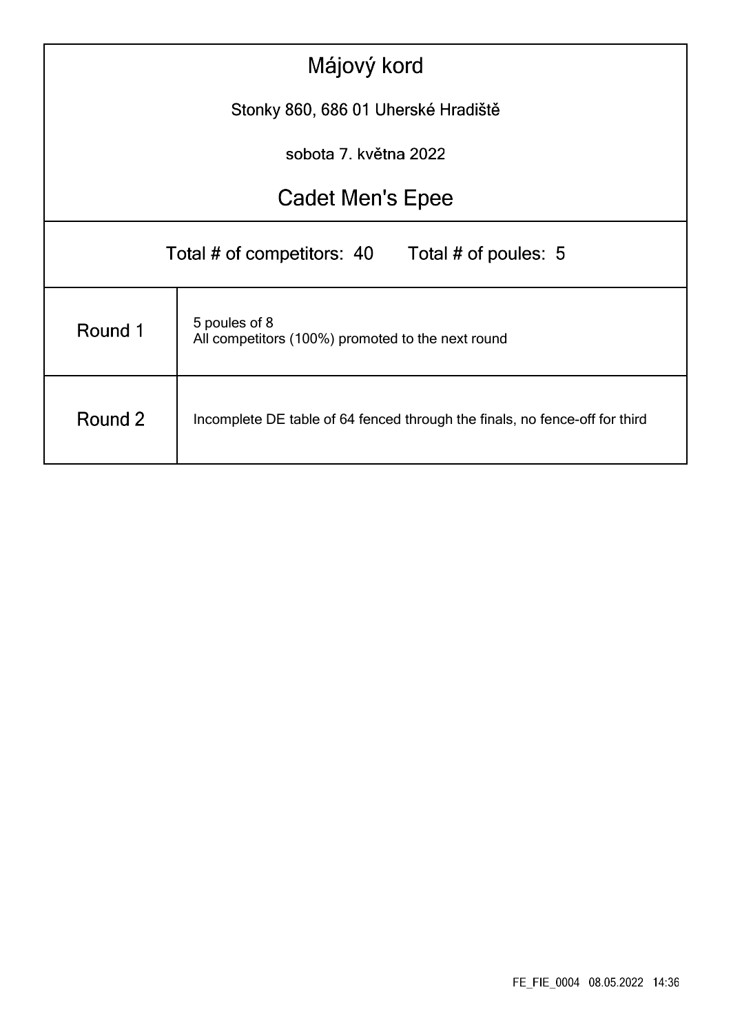# Májový kord

Stonky 860, 686 01 Uherské Hradiště

sobota 7. května 2022

## Cadet Men's Epee

Total # of competitors: 40    Total # of poules: 5

| | |
|---|---|
| Round 1 | 5 poules of 8<br>All competitors (100%) promoted to the next round |
| Round 2 | Incomplete DE table of 64 fenced through the finals, no fence-off for third |

FE_FIE_0004 08.05.2022 14:36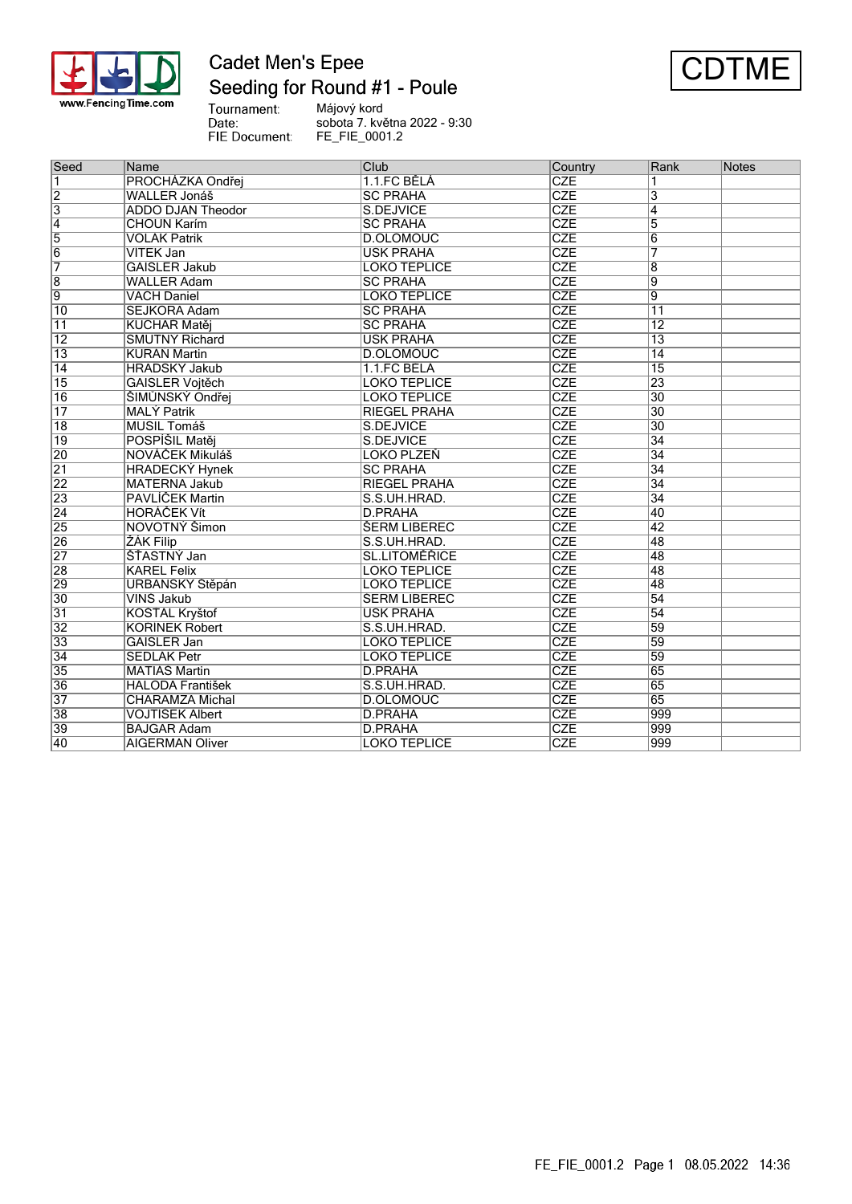# Cadet Men's Epee

## Seeding for Round #1 - Poule

CDTME

Tournament: Májový kord
Date: sobota 7. května 2022 - 9:30
FIE Document: FE_FIE_0001.2

| Seed | Name | Club | Country | Rank | Notes |
|---|---|---|---|---|---|
| 1 | PROCHÁZKA Ondřej | 1.1.FC BĚLÁ | CZE | 1 | |
| 2 | WALLER Jonáš | SC PRAHA | CZE | 3 | |
| 3 | ADDO DJAN Theodor | S.DEJVICE | CZE | 4 | |
| 4 | CHOUN Karím | SC PRAHA | CZE | 5 | |
| 5 | VOLAK Patrik | D.OLOMOUC | CZE | 6 | |
| 6 | VITEK Jan | USK PRAHA | CZE | 7 | |
| 7 | GAISLER Jakub | LOKO TEPLICE | CZE | 8 | |
| 8 | WALLER Adam | SC PRAHA | CZE | 9 | |
| 9 | VACH Daniel | LOKO TEPLICE | CZE | 9 | |
| 10 | SEJKORA Adam | SC PRAHA | CZE | 11 | |
| 11 | KUCHAR Matěj | SC PRAHA | CZE | 12 | |
| 12 | SMUTNÝ Richard | USK PRAHA | CZE | 13 | |
| 13 | KURAN Martin | D.OLOMOUC | CZE | 14 | |
| 14 | HRADSKÝ Jakub | 1.1.FC BĚLÁ | CZE | 15 | |
| 15 | GAISLER Vojtěch | LOKO TEPLICE | CZE | 23 | |
| 16 | ŠIMŮNSKÝ Ondřej | LOKO TEPLICE | CZE | 30 | |
| 17 | MALÝ Patrik | RIEGEL PRAHA | CZE | 30 | |
| 18 | MUSIL Tomáš | S.DEJVICE | CZE | 30 | |
| 19 | POSPÍŠIL Matěj | S.DEJVICE | CZE | 34 | |
| 20 | NOVÁČEK Mikuláš | LOKO PLZEŇ | CZE | 34 | |
| 21 | HRADECKÝ Hynek | SC PRAHA | CZE | 34 | |
| 22 | MATERNA Jakub | RIEGEL PRAHA | CZE | 34 | |
| 23 | PAVLÍČEK Martin | S.S.UH.HRAD. | CZE | 34 | |
| 24 | HORÁČEK Vít | D.PRAHA | CZE | 40 | |
| 25 | NOVOTNÝ Šimon | ŠERM LIBEREC | CZE | 42 | |
| 26 | ŽÁK Filip | S.S.UH.HRAD. | CZE | 48 | |
| 27 | ŠŤASTNÝ Jan | SL.LITOMĚŘICE | CZE | 48 | |
| 28 | KAREL Felix | LOKO TEPLICE | CZE | 48 | |
| 29 | URBANSKÝ Stěpán | LOKO TEPLICE | CZE | 48 | |
| 30 | VINS Jakub | ŠERM LIBEREC | CZE | 54 | |
| 31 | KOŠŤÁL Kryštof | USK PRAHA | CZE | 54 | |
| 32 | KOŘÍNEK Robert | S.S.UH.HRAD. | CZE | 59 | |
| 33 | GAISLER Jan | LOKO TEPLICE | CZE | 59 | |
| 34 | SEDLÁK Petr | LOKO TEPLICE | CZE | 59 | |
| 35 | MATIÁŠ Martin | D.PRAHA | CZE | 65 | |
| 36 | HALODA František | S.S.UH.HRAD. | CZE | 65 | |
| 37 | CHARAMZA Michal | D.OLOMOUC | CZE | 65 | |
| 38 | VOJTÍŠEK Albert | D.PRAHA | CZE | 999 | |
| 39 | BAJGAR Adam | D.PRAHA | CZE | 999 | |
| 40 | AIGERMAN Oliver | LOKO TEPLICE | CZE | 999 | |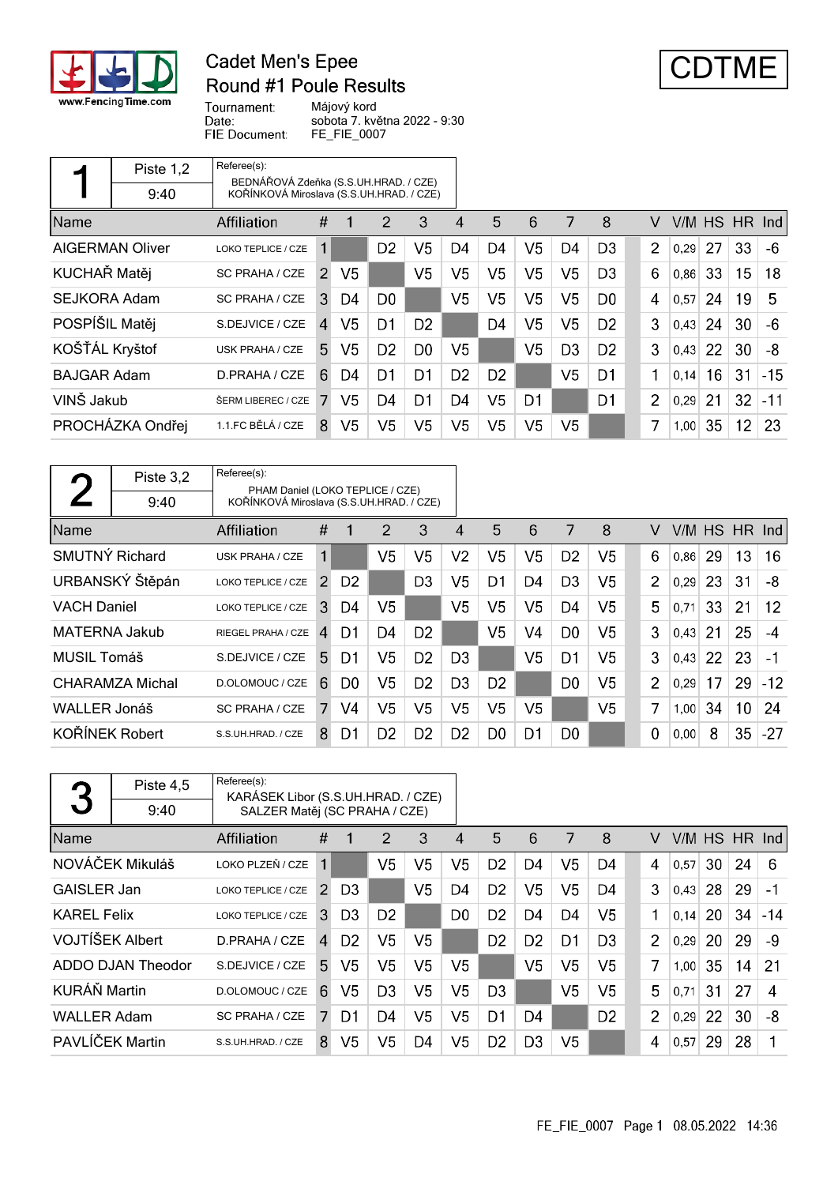# Cadet Men's Epee

## Round #1 Poule Results

**CDTME**

Tournament: Májový kord
Date: sobota 7. května 2022 - 9:30
FIE Document: FE_FIE_0007

### Poule 1 — Piste 1,2 — 9:40

Referee(s):
BEDNÁŘOVÁ Zdeňka (S.S.UH.HRAD. / CZE)
KOŘÍNKOVÁ Miroslava (S.S.UH.HRAD. / CZE)

| Name | Affiliation | # | 1 | 2 | 3 | 4 | 5 | 6 | 7 | 8 | V | V/M | HS | HR | Ind |
|---|---|---|---|---|---|---|---|---|---|---|---|---|---|---|---|
| AIGERMAN Oliver | LOKO TEPLICE / CZE | 1 | | D2 | V5 | D4 | D4 | V5 | D4 | D3 | 2 | 0,29 | 27 | 33 | -6 |
| KUCHAŘ Matěj | SC PRAHA / CZE | 2 | V5 | | V5 | V5 | V5 | V5 | V5 | D3 | 6 | 0,86 | 33 | 15 | 18 |
| SEJKORA Adam | SC PRAHA / CZE | 3 | D4 | D0 | | V5 | V5 | V5 | V5 | D0 | 4 | 0,57 | 24 | 19 | 5 |
| POSPÍŠIL Matěj | S.DEJVICE / CZE | 4 | V5 | D1 | D2 | | D4 | V5 | V5 | D2 | 3 | 0,43 | 24 | 30 | -6 |
| KOŠŤÁL Kryštof | USK PRAHA / CZE | 5 | V5 | D2 | D0 | V5 | | V5 | D3 | D2 | 3 | 0,43 | 22 | 30 | -8 |
| BAJGAR Adam | D.PRAHA / CZE | 6 | D4 | D1 | D1 | D2 | D2 | | V5 | D1 | 1 | 0,14 | 16 | 31 | -15 |
| VINŠ Jakub | ŠERM LIBEREC / CZE | 7 | V5 | D4 | D1 | D4 | V5 | D1 | | D1 | 2 | 0,29 | 21 | 32 | -11 |
| PROCHÁZKA Ondřej | 1.1.FC BĚLÁ / CZE | 8 | V5 | V5 | V5 | V5 | V5 | V5 | V5 | | 7 | 1,00 | 35 | 12 | 23 |

### Poule 2 — Piste 3,2 — 9:40

Referee(s):
PHAM Daniel (LOKO TEPLICE / CZE)
KOŘÍNKOVÁ Miroslava (S.S.UH.HRAD. / CZE)

| Name | Affiliation | # | 1 | 2 | 3 | 4 | 5 | 6 | 7 | 8 | V | V/M | HS | HR | Ind |
|---|---|---|---|---|---|---|---|---|---|---|---|---|---|---|---|
| SMUTNÝ Richard | USK PRAHA / CZE | 1 | | V5 | V5 | V2 | V5 | V5 | D2 | V5 | 6 | 0,86 | 29 | 13 | 16 |
| URBANSKÝ Štěpán | LOKO TEPLICE / CZE | 2 | D2 | | D3 | V5 | D1 | D4 | D3 | V5 | 2 | 0,29 | 23 | 31 | -8 |
| VACH Daniel | LOKO TEPLICE / CZE | 3 | D4 | V5 | | V5 | V5 | V5 | D4 | V5 | 5 | 0,71 | 33 | 21 | 12 |
| MATERNA Jakub | RIEGEL PRAHA / CZE | 4 | D1 | D4 | D2 | | V5 | V4 | D0 | V5 | 3 | 0,43 | 21 | 25 | -4 |
| MUSIL Tomáš | S.DEJVICE / CZE | 5 | D1 | V5 | D2 | D3 | | V5 | D1 | V5 | 3 | 0,43 | 22 | 23 | -1 |
| CHARAMZA Michal | D.OLOMOUC / CZE | 6 | D0 | V5 | D2 | D3 | D2 | | D0 | V5 | 2 | 0,29 | 17 | 29 | -12 |
| WALLER Jonáš | SC PRAHA / CZE | 7 | V4 | V5 | V5 | V5 | V5 | V5 | | V5 | 7 | 1,00 | 34 | 10 | 24 |
| KOŘÍNEK Robert | S.S.UH.HRAD. / CZE | 8 | D1 | D2 | D2 | D2 | D0 | D1 | D0 | | 0 | 0,00 | 8 | 35 | -27 |

### Poule 3 — Piste 4,5 — 9:40

Referee(s):
KARÁSEK Libor (S.S.UH.HRAD. / CZE)
SALZER Matěj (SC PRAHA / CZE)

| Name | Affiliation | # | 1 | 2 | 3 | 4 | 5 | 6 | 7 | 8 | V | V/M | HS | HR | Ind |
|---|---|---|---|---|---|---|---|---|---|---|---|---|---|---|---|
| NOVÁČEK Mikuláš | LOKO PLZEŇ / CZE | 1 | | V5 | V5 | V5 | D2 | D4 | V5 | D4 | 4 | 0,57 | 30 | 24 | 6 |
| GAISLER Jan | LOKO TEPLICE / CZE | 2 | D3 | | V5 | D4 | D2 | V5 | V5 | D4 | 3 | 0,43 | 28 | 29 | -1 |
| KAREL Felix | LOKO TEPLICE / CZE | 3 | D3 | D2 | | D0 | D2 | D4 | D4 | V5 | 1 | 0,14 | 20 | 34 | -14 |
| VOJTÍŠEK Albert | D.PRAHA / CZE | 4 | D2 | V5 | V5 | | D2 | D2 | D1 | D3 | 2 | 0,29 | 20 | 29 | -9 |
| ADDO DJAN Theodor | S.DEJVICE / CZE | 5 | V5 | V5 | V5 | V5 | | V5 | V5 | V5 | 7 | 1,00 | 35 | 14 | 21 |
| KURÁŇ Martin | D.OLOMOUC / CZE | 6 | V5 | D3 | V5 | V5 | D3 | | V5 | V5 | 5 | 0,71 | 31 | 27 | 4 |
| WALLER Adam | SC PRAHA / CZE | 7 | D1 | D4 | V5 | V5 | D1 | D4 | | D2 | 2 | 0,29 | 22 | 30 | -8 |
| PAVLÍČEK Martin | S.S.UH.HRAD. / CZE | 8 | V5 | V5 | D4 | V5 | D2 | D3 | V5 | | 4 | 0,57 | 29 | 28 | 1 |

FE_FIE_0007 Page 1 08.05.2022 14:36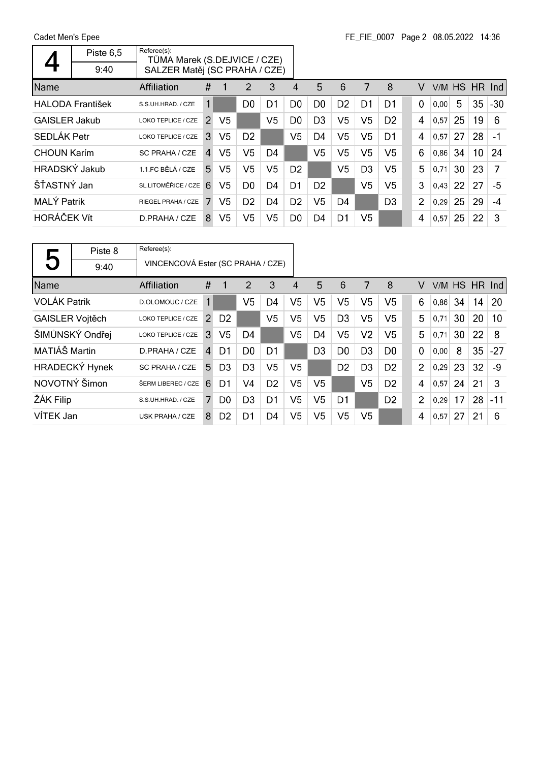Cadet Men's Epee

FE_FIE_0007 Page 2 08.05.2022 14:36

## 4

| Pool 4 | Piste 6,5 | Referee(s): |
|---|---|---|
| | 9:40 | TŮMA Marek (S.DEJVICE / CZE) SALZER Matěj (SC PRAHA / CZE) |

| Name | Affiliation | # | 1 | 2 | 3 | 4 | 5 | 6 | 7 | 8 | V | V/M | HS | HR | Ind |
|---|---|---|---|---|---|---|---|---|---|---|---|---|---|---|---|
| HALODA František | S.S.UH.HRAD. / CZE | 1 | | D0 | D1 | D0 | D0 | D2 | D1 | D1 | 0 | 0,00 | 5 | 35 | -30 |
| GAISLER Jakub | LOKO TEPLICE / CZE | 2 | V5 | | V5 | D0 | D3 | V5 | V5 | D2 | 4 | 0,57 | 25 | 19 | 6 |
| SEDLÁK Petr | LOKO TEPLICE / CZE | 3 | V5 | D2 | | V5 | D4 | V5 | V5 | D1 | 4 | 0,57 | 27 | 28 | -1 |
| CHOUN Karím | SC PRAHA / CZE | 4 | V5 | V5 | D4 | | V5 | V5 | V5 | V5 | 6 | 0,86 | 34 | 10 | 24 |
| HRADSKÝ Jakub | 1.1.FC BĚLÁ / CZE | 5 | V5 | V5 | V5 | D2 | | V5 | D3 | V5 | 5 | 0,71 | 30 | 23 | 7 |
| ŠŤASTNÝ Jan | SL.LITOMĚŘICE / CZE | 6 | V5 | D0 | D4 | D1 | D2 | | V5 | V5 | 3 | 0,43 | 22 | 27 | -5 |
| MALÝ Patrik | RIEGEL PRAHA / CZE | 7 | V5 | D2 | D4 | D2 | V5 | D4 | | D3 | 2 | 0,29 | 25 | 29 | -4 |
| HORÁČEK Vít | D.PRAHA / CZE | 8 | V5 | V5 | V5 | D0 | D4 | D1 | V5 | | 4 | 0,57 | 25 | 22 | 3 |

## 5

| Pool 5 | Piste 8 | Referee(s): |
|---|---|---|
| | 9:40 | VINCENCOVÁ Ester (SC PRAHA / CZE) |

| Name | Affiliation | # | 1 | 2 | 3 | 4 | 5 | 6 | 7 | 8 | V | V/M | HS | HR | Ind |
|---|---|---|---|---|---|---|---|---|---|---|---|---|---|---|---|
| VOLÁK Patrik | D.OLOMOUC / CZE | 1 | | V5 | D4 | V5 | V5 | V5 | V5 | V5 | 6 | 0,86 | 34 | 14 | 20 |
| GAISLER Vojtěch | LOKO TEPLICE / CZE | 2 | D2 | | V5 | V5 | V5 | D3 | V5 | V5 | 5 | 0,71 | 30 | 20 | 10 |
| ŠIMŮNSKÝ Ondřej | LOKO TEPLICE / CZE | 3 | V5 | D4 | | V5 | D4 | V5 | V2 | V5 | 5 | 0,71 | 30 | 22 | 8 |
| MATIÁŠ Martin | D.PRAHA / CZE | 4 | D1 | D0 | D1 | | D3 | D0 | D3 | D0 | 0 | 0,00 | 8 | 35 | -27 |
| HRADECKÝ Hynek | SC PRAHA / CZE | 5 | D3 | D3 | V5 | V5 | | D2 | D3 | D2 | 2 | 0,29 | 23 | 32 | -9 |
| NOVOTNÝ Šimon | ŠERM LIBEREC / CZE | 6 | D1 | V4 | D2 | V5 | V5 | | V5 | D2 | 4 | 0,57 | 24 | 21 | 3 |
| ŽÁK Filip | S.S.UH.HRAD. / CZE | 7 | D0 | D3 | D1 | V5 | V5 | D1 | | D2 | 2 | 0,29 | 17 | 28 | -11 |
| VÍTEK Jan | USK PRAHA / CZE | 8 | D2 | D1 | D4 | V5 | V5 | V5 | V5 | | 4 | 0,57 | 27 | 21 | 6 |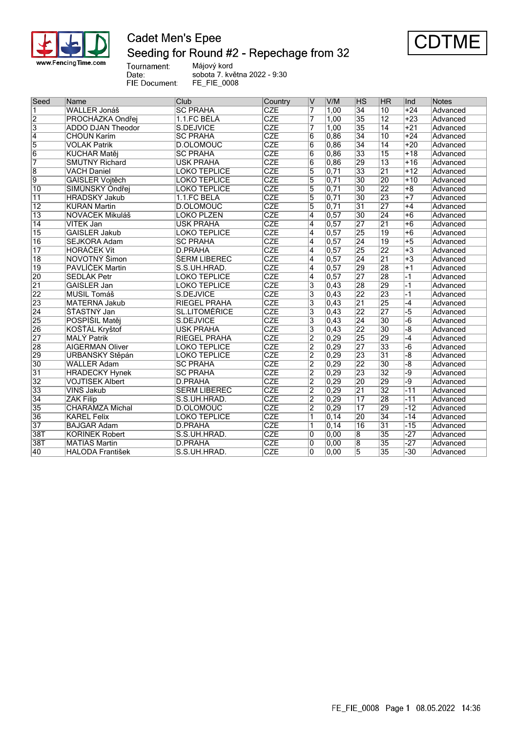# Cadet Men's Epee

## Seeding for Round #2 - Repechage from 32

**CDTME**

Tournament: Májový kord
Date: sobota 7. května 2022 - 9:30
FIE Document: FE_FIE_0008

| Seed | Name | Club | Country | V | V/M | HS | HR | Ind | Notes |
|---|---|---|---|---|---|---|---|---|---|
| 1 | WALLER Jonáš | SC PRAHA | CZE | 7 | 1,00 | 34 | 10 | +24 | Advanced |
| 2 | PROCHÁZKA Ondřej | 1.1.FC BĚLÁ | CZE | 7 | 1,00 | 35 | 12 | +23 | Advanced |
| 3 | ADDO DJAN Theodor | S.DEJVICE | CZE | 7 | 1,00 | 35 | 14 | +21 | Advanced |
| 4 | CHOUN Karím | SC PRAHA | CZE | 6 | 0,86 | 34 | 10 | +24 | Advanced |
| 5 | VOLAK Patrik | D.OLOMOUC | CZE | 6 | 0,86 | 34 | 14 | +20 | Advanced |
| 6 | KUCHAR Matěj | SC PRAHA | CZE | 6 | 0,86 | 33 | 15 | +18 | Advanced |
| 7 | SMUTNY Richard | USK PRAHA | CZE | 6 | 0,86 | 29 | 13 | +16 | Advanced |
| 8 | VACH Daniel | LOKO TEPLICE | CZE | 5 | 0,71 | 33 | 21 | +12 | Advanced |
| 9 | GAISLER Vojtěch | LOKO TEPLICE | CZE | 5 | 0,71 | 30 | 20 | +10 | Advanced |
| 10 | SIMUNSKY Ondřej | LOKO TEPLICE | CZE | 5 | 0,71 | 30 | 22 | +8 | Advanced |
| 11 | HRADSKY Jakub | 1.1.FC BELA | CZE | 5 | 0,71 | 30 | 23 | +7 | Advanced |
| 12 | KURAN Martin | D.OLOMOUC | CZE | 5 | 0,71 | 31 | 27 | +4 | Advanced |
| 13 | NOVACEK Mikuláš | LOKO PLZEN | CZE | 4 | 0,57 | 30 | 24 | +6 | Advanced |
| 14 | VITEK Jan | USK PRAHA | CZE | 4 | 0,57 | 27 | 21 | +6 | Advanced |
| 15 | GAISLER Jakub | LOKO TEPLICE | CZE | 4 | 0,57 | 25 | 19 | +6 | Advanced |
| 16 | SEJKORA Adam | SC PRAHA | CZE | 4 | 0,57 | 24 | 19 | +5 | Advanced |
| 17 | HORÁČEK Vít | D.PRAHA | CZE | 4 | 0,57 | 25 | 22 | +3 | Advanced |
| 18 | NOVOTNÝ Šimon | ŠERM LIBEREC | CZE | 4 | 0,57 | 24 | 21 | +3 | Advanced |
| 19 | PAVLÍČEK Martin | S.S.UH.HRAD. | CZE | 4 | 0,57 | 29 | 28 | +1 | Advanced |
| 20 | SEDLÁK Petr | LOKO TEPLICE | CZE | 4 | 0,57 | 27 | 28 | -1 | Advanced |
| 21 | GAISLER Jan | LOKO TEPLICE | CZE | 3 | 0,43 | 28 | 29 | -1 | Advanced |
| 22 | MUSIL Tomáš | S.DEJVICE | CZE | 3 | 0,43 | 22 | 23 | -1 | Advanced |
| 23 | MATERNA Jakub | RIEGEL PRAHA | CZE | 3 | 0,43 | 21 | 25 | -4 | Advanced |
| 24 | ŠŤASTNÝ Jan | SL.LITOMĚŘICE | CZE | 3 | 0,43 | 22 | 27 | -5 | Advanced |
| 25 | POSPÍŠIL Matěj | S.DEJVICE | CZE | 3 | 0,43 | 24 | 30 | -6 | Advanced |
| 26 | KOŠŤÁL Kryštof | USK PRAHA | CZE | 3 | 0,43 | 22 | 30 | -8 | Advanced |
| 27 | MALÝ Patrik | RIEGEL PRAHA | CZE | 2 | 0,29 | 25 | 29 | -4 | Advanced |
| 28 | AIGERMAN Oliver | LOKO TEPLICE | CZE | 2 | 0,29 | 27 | 33 | -6 | Advanced |
| 29 | URBANSKY Stěpán | LOKO TEPLICE | CZE | 2 | 0,29 | 23 | 31 | -8 | Advanced |
| 30 | WALLER Adam | SC PRAHA | CZE | 2 | 0,29 | 22 | 30 | -8 | Advanced |
| 31 | HRADECKY Hynek | SC PRAHA | CZE | 2 | 0,29 | 23 | 32 | -9 | Advanced |
| 32 | VOJTISEK Albert | D.PRAHA | CZE | 2 | 0,29 | 20 | 29 | -9 | Advanced |
| 33 | VINS Jakub | SERM LIBEREC | CZE | 2 | 0,29 | 21 | 32 | -11 | Advanced |
| 34 | ZAK Filip | S.S.UH.HRAD. | CZE | 2 | 0,29 | 17 | 28 | -11 | Advanced |
| 35 | CHARAMZA Michal | D.OLOMOUC | CZE | 2 | 0,29 | 17 | 29 | -12 | Advanced |
| 36 | KAREL Felix | LOKO TEPLICE | CZE | 1 | 0,14 | 20 | 34 | -14 | Advanced |
| 37 | BAJGAR Adam | D.PRAHA | CZE | 1 | 0,14 | 16 | 31 | -15 | Advanced |
| 38T | KORINEK Robert | S.S.UH.HRAD. | CZE | 0 | 0,00 | 8 | 35 | -27 | Advanced |
| 38T | MATIAS Martin | D.PRAHA | CZE | 0 | 0,00 | 8 | 35 | -27 | Advanced |
| 40 | HALODA František | S.S.UH.HRAD. | CZE | 0 | 0,00 | 5 | 35 | -30 | Advanced |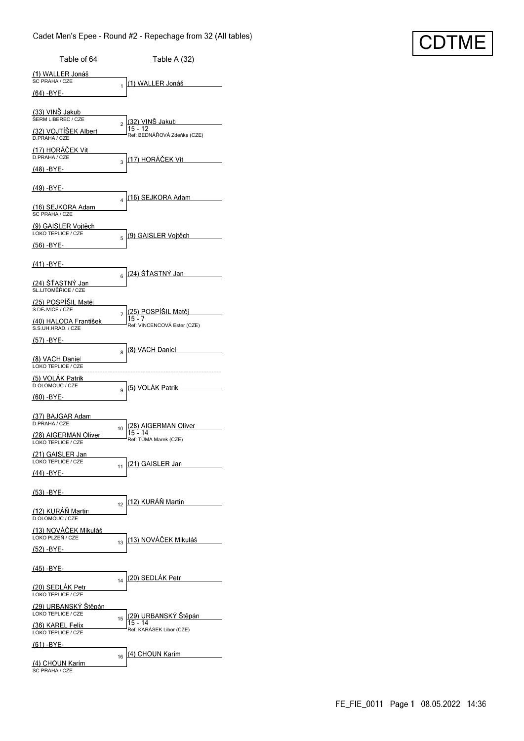# Cadet Men's Epee - Round #2 - Repechage from 32 (All tables)

CDTME

| Table of 64 | # | Table A (32) |
|---|---|---|
| (1) WALLER Jonáš SC PRAHA / CZE<br>(64) -BYE- | 1 | (1) WALLER Jonáš |
| (33) VINŠ Jakub ŠERM LIBEREC / CZE<br>(32) VOJTÍŠEK Albert D.PRAHA / CZE | 2 | (32) VINŠ Jakub<br>15 - 12<br>Ref: BEDNÁŘOVÁ Zdeňka (CZE) |
| (17) HORÁČEK Vít D.PRAHA / CZE<br>(48) -BYE- | 3 | (17) HORÁČEK Vít |
| (49) -BYE-<br>(16) SEJKORA Adam SC PRAHA / CZE | 4 | (16) SEJKORA Adam |
| (9) GAISLER Vojtěch LOKO TEPLICE / CZE<br>(56) -BYE- | 5 | (9) GAISLER Vojtěch |
| (41) -BYE-<br>(24) ŠŤASTNÝ Jan SL.LITOMĚŘICE / CZE | 6 | (24) ŠŤASTNÝ Jan |
| (25) POSPÍŠIL Matěj S.DEJVICE / CZE<br>(40) HALODA František S.S.UH.HRAD. / CZE | 7 | (25) POSPÍŠIL Matěj<br>15 - 7<br>Ref: VINCENCOVÁ Ester (CZE) |
| (57) -BYE-<br>(8) VACH Daniel LOKO TEPLICE / CZE | 8 | (8) VACH Daniel |
| (5) VOLÁK Patrik D.OLOMOUC / CZE<br>(60) -BYE- | 9 | (5) VOLÁK Patrik |
| (37) BAJGAR Adam D.PRAHA / CZE<br>(28) AIGERMAN Oliver LOKO TEPLICE / CZE | 10 | (28) AIGERMAN Oliver<br>15 - 14<br>Ref: TŮMA Marek (CZE) |
| (21) GAISLER Jan LOKO TEPLICE / CZE<br>(44) -BYE- | 11 | (21) GAISLER Jan |
| (53) -BYE-<br>(12) KURÁŇ Martin D.OLOMOUC / CZE | 12 | (12) KURÁŇ Martin |
| (13) NOVÁČEK Mikuláš LOKO PLZEŇ / CZE<br>(52) -BYE- | 13 | (13) NOVÁČEK Mikuláš |
| (45) -BYE-<br>(20) SEDLÁK Petr LOKO TEPLICE / CZE | 14 | (20) SEDLÁK Petr |
| (29) URBANSKÝ Štěpán LOKO TEPLICE / CZE<br>(36) KAREL Felix LOKO TEPLICE / CZE | 15 | (29) URBANSKÝ Štěpán<br>15 - 14<br>Ref: KARÁSEK Libor (CZE) |
| (61) -BYE-<br>(4) CHOUN Karím SC PRAHA / CZE | 16 | (4) CHOUN Karím |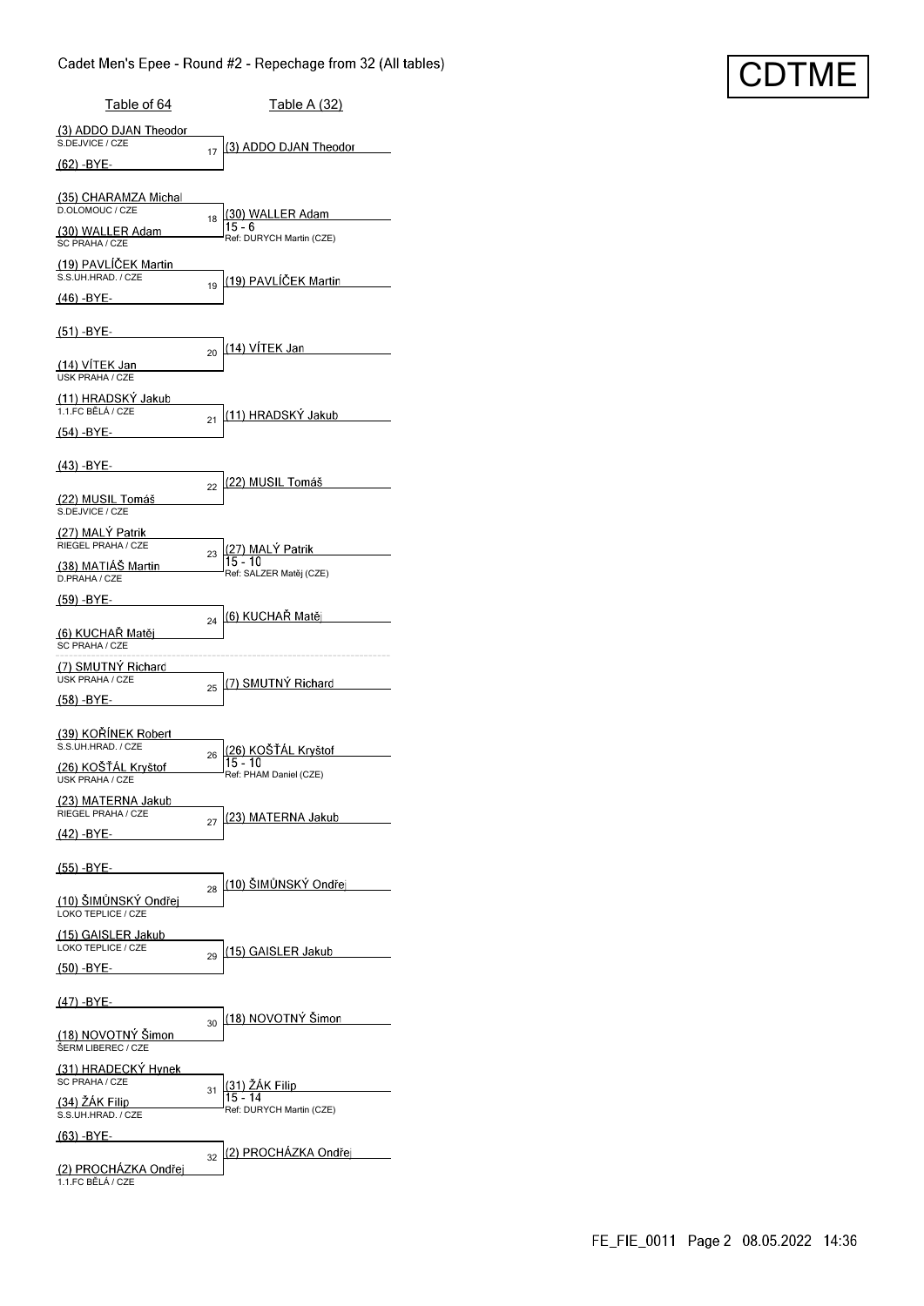# Cadet Men's Epee - Round #2 - Repechage from 32 (All tables)

CDTME

| Bout | Table of 64 | Club | Table A (32) | Score | Referee |
|---|---|---|---|---|---|
| 17 | (3) ADDO DJAN Theodor | S.DEJVICE / CZE | (3) ADDO DJAN Theodor | | |
| | (62) -BYE- | | | | |
| 18 | (35) CHARAMZA Michal | D.OLOMOUC / CZE | (30) WALLER Adam | 15 - 6 | Ref: DURYCH Martin (CZE) |
| | (30) WALLER Adam | SC PRAHA / CZE | | | |
| 19 | (19) PAVLÍČEK Martin | S.S.UH.HRAD. / CZE | (19) PAVLÍČEK Martin | | |
| | (46) -BYE- | | | | |
| 20 | (51) -BYE- | | (14) VÍTEK Jan | | |
| | (14) VÍTEK Jan | USK PRAHA / CZE | | | |
| 21 | (11) HRADSKÝ Jakub | 1.1.FC BĚLÁ / CZE | (11) HRADSKÝ Jakub | | |
| | (54) -BYE- | | | | |
| 22 | (43) -BYE- | | (22) MUSIL Tomáš | | |
| | (22) MUSIL Tomáš | S.DEJVICE / CZE | | | |
| 23 | (27) MALÝ Patrik | RIEGEL PRAHA / CZE | (27) MALÝ Patrik | 15 - 10 | Ref: SALZER Matěj (CZE) |
| | (38) MATIÁŠ Martin | D.PRAHA / CZE | | | |
| 24 | (59) -BYE- | | (6) KUCHAŘ Matěj | | |
| | (6) KUCHAŘ Matěj | SC PRAHA / CZE | | | |
| 25 | (7) SMUTNÝ Richard | USK PRAHA / CZE | (7) SMUTNÝ Richard | | |
| | (58) -BYE- | | | | |
| 26 | (39) KOŘÍNEK Robert | S.S.UH.HRAD. / CZE | (26) KOŠŤÁL Kryštof | 15 - 10 | Ref: PHAM Daniel (CZE) |
| | (26) KOŠŤÁL Kryštof | USK PRAHA / CZE | | | |
| 27 | (23) MATERNA Jakub | RIEGEL PRAHA / CZE | (23) MATERNA Jakub | | |
| | (42) -BYE- | | | | |
| 28 | (55) -BYE- | | (10) ŠIMŮNSKÝ Ondřej | | |
| | (10) ŠIMŮNSKÝ Ondřej | LOKO TEPLICE / CZE | | | |
| 29 | (15) GAISLER Jakub | LOKO TEPLICE / CZE | (15) GAISLER Jakub | | |
| | (50) -BYE- | | | | |
| 30 | (47) -BYE- | | (18) NOVOTNÝ Šimon | | |
| | (18) NOVOTNÝ Šimon | ŠERM LIBEREC / CZE | | | |
| 31 | (31) HRADECKÝ Hynek | SC PRAHA / CZE | (31) ŽÁK Filip | 15 - 14 | Ref: DURYCH Martin (CZE) |
| | (34) ŽÁK Filip | S.S.UH.HRAD. / CZE | | | |
| 32 | (63) -BYE- | | (2) PROCHÁZKA Ondřej | | |
| | (2) PROCHÁZKA Ondřej | 1.1.FC BĚLÁ / CZE | | | |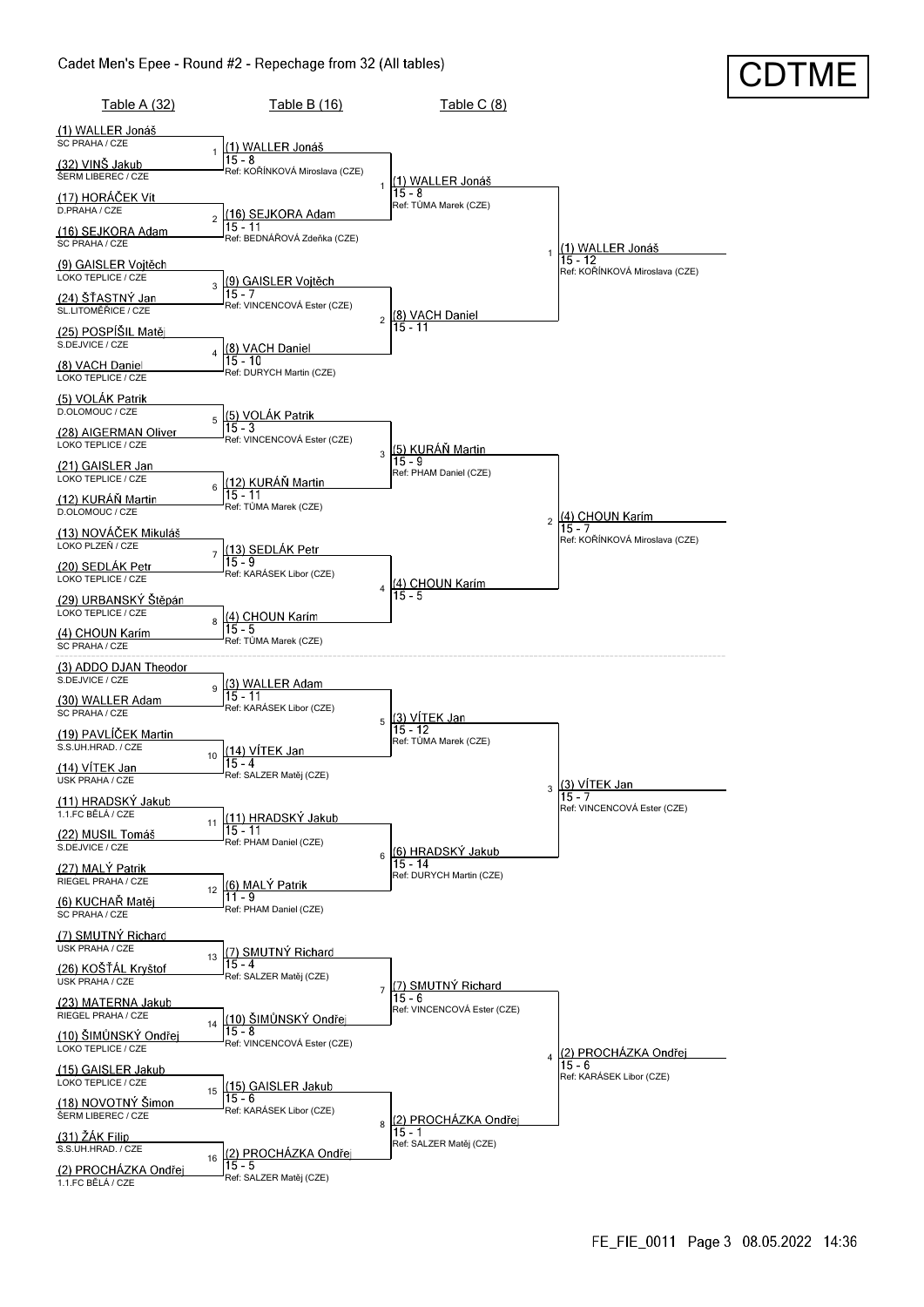# Cadet Men's Epee - Round #2 - Repechage from 32 (All tables)

CDTME

## Table A (32)

| # | Fencer | Club |
|---|---|---|
| 1 | (1) WALLER Jonáš | SC PRAHA / CZE |
| | (32) VINŠ Jakub | ŠERM LIBEREC / CZE |
| 2 | (17) HORÁČEK Vít | D.PRAHA / CZE |
| | (16) SEJKORA Adam | SC PRAHA / CZE |
| 3 | (9) GAISLER Vojtěch | LOKO TEPLICE / CZE |
| | (24) ŠŤASTNÝ Jan | SL.LITOMĚŘICE / CZE |
| 4 | (25) POSPÍŠIL Matěj | S.DEJVICE / CZE |
| | (8) VACH Daniel | LOKO TEPLICE / CZE |
| 5 | (5) VOLÁK Patrik | D.OLOMOUC / CZE |
| | (28) AIGERMAN Oliver | LOKO TEPLICE / CZE |
| 6 | (21) GAISLER Jan | LOKO TEPLICE / CZE |
| | (12) KURÁŇ Martin | D.OLOMOUC / CZE |
| 7 | (13) NOVÁČEK Mikuláš | LOKO PLZEŇ / CZE |
| | (20) SEDLÁK Petr | LOKO TEPLICE / CZE |
| 8 | (29) URBANSKÝ Štěpán | LOKO TEPLICE / CZE |
| | (4) CHOUN Karím | SC PRAHA / CZE |
| 9 | (3) ADDO DJAN Theodor | S.DEJVICE / CZE |
| | (30) WALLER Adam | SC PRAHA / CZE |
| 10 | (19) PAVLÍČEK Martin | S.S.UH.HRAD. / CZE |
| | (14) VÍTEK Jan | USK PRAHA / CZE |
| 11 | (11) HRADSKÝ Jakub | 1.1.FC BĚLÁ / CZE |
| | (22) MUSIL Tomáš | S.DEJVICE / CZE |
| 12 | (27) MALÝ Patrik | RIEGEL PRAHA / CZE |
| | (6) KUCHAŘ Matěj | SC PRAHA / CZE |
| 13 | (7) SMUTNÝ Richard | USK PRAHA / CZE |
| | (26) KOŠŤÁL Kryštof | USK PRAHA / CZE |
| 14 | (23) MATERNA Jakub | RIEGEL PRAHA / CZE |
| | (10) ŠIMŮNSKÝ Ondřej | LOKO TEPLICE / CZE |
| 15 | (15) GAISLER Jakub | LOKO TEPLICE / CZE |
| | (18) NOVOTNÝ Šimon | ŠERM LIBEREC / CZE |
| 16 | (31) ŽÁK Filip | S.S.UH.HRAD. / CZE |
| | (2) PROCHÁZKA Ondřej | 1.1.FC BĚLÁ / CZE |

## Table B (16)

| # | Winner | Score | Referee |
|---|---|---|---|
| 1 | (1) WALLER Jonáš | 15 - 8 | KOŘÍNKOVÁ Miroslava (CZE) |
| 2 | (16) SEJKORA Adam | 15 - 11 | BEDNÁŘOVÁ Zdeňka (CZE) |
| 3 | (9) GAISLER Vojtěch | 15 - 7 | VINCENCOVÁ Ester (CZE) |
| 4 | (8) VACH Daniel | 15 - 10 | DURYCH Martin (CZE) |
| 5 | (5) VOLÁK Patrik | 15 - 3 | VINCENCOVÁ Ester (CZE) |
| 6 | (12) KURÁŇ Martin | 15 - 11 | TŮMA Marek (CZE) |
| 7 | (13) SEDLÁK Petr | 15 - 9 | KARÁSEK Libor (CZE) |
| 8 | (4) CHOUN Karím | 15 - 5 | TŮMA Marek (CZE) |
| 9 | (3) WALLER Adam | 15 - 11 | KARÁSEK Libor (CZE) |
| 10 | (14) VÍTEK Jan | 15 - 4 | SALZER Matěj (CZE) |
| 11 | (11) HRADSKÝ Jakub | 15 - 11 | PHAM Daniel (CZE) |
| 12 | (6) MALÝ Patrik | 11 - 9 | PHAM Daniel (CZE) |
| 13 | (7) SMUTNÝ Richard | 15 - 4 | SALZER Matěj (CZE) |
| 14 | (10) ŠIMŮNSKÝ Ondřej | 15 - 8 | VINCENCOVÁ Ester (CZE) |
| 15 | (15) GAISLER Jakub | 15 - 6 | KARÁSEK Libor (CZE) |
| 16 | (2) PROCHÁZKA Ondřej | 15 - 5 | SALZER Matěj (CZE) |

## Table C (8)

| # | Winner | Score | Referee |
|---|---|---|---|
| 1 | (1) WALLER Jonáš | 15 - 8 | TŮMA Marek (CZE) |
| 2 | (8) VACH Daniel | 15 - 11 | |
| 3 | (5) KURÁŇ Martin | 15 - 9 | PHAM Daniel (CZE) |
| 4 | (4) CHOUN Karím | 15 - 5 | |
| 5 | (3) VÍTEK Jan | 15 - 12 | TŮMA Marek (CZE) |
| 6 | (6) HRADSKÝ Jakub | 15 - 14 | DURYCH Martin (CZE) |
| 7 | (7) SMUTNÝ Richard | 15 - 6 | VINCENCOVÁ Ester (CZE) |
| 8 | (2) PROCHÁZKA Ondřej | 15 - 1 | SALZER Matěj (CZE) |

## Qualified

| # | Winner | Score | Referee |
|---|---|---|---|
| 1 | (1) WALLER Jonáš | 15 - 12 | KOŘÍNKOVÁ Miroslava (CZE) |
| 2 | (4) CHOUN Karím | 15 - 7 | KOŘÍNKOVÁ Miroslava (CZE) |
| 3 | (3) VÍTEK Jan | 15 - 7 | VINCENCOVÁ Ester (CZE) |
| 4 | (2) PROCHÁZKA Ondřej | 15 - 6 | KARÁSEK Libor (CZE) |

FE_FIE_0011 Page 3 08.05.2022 14:36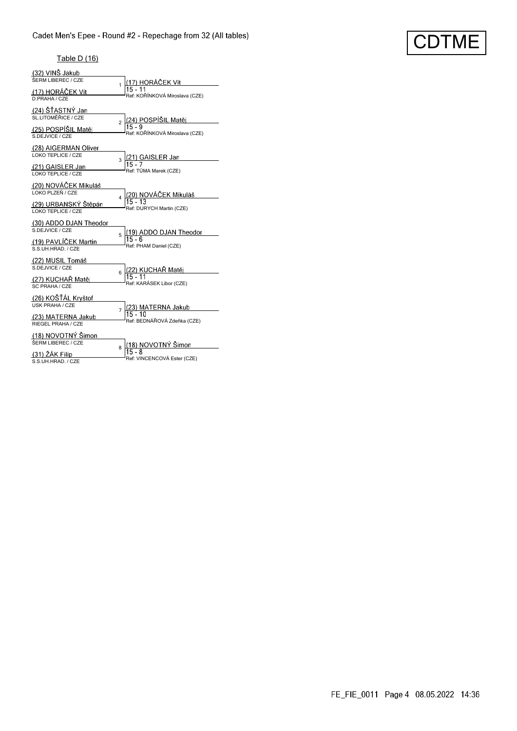# Cadet Men's Epee - Round #2 - Repechage from 32 (All tables)

CDTME

## Table D (16)

| Bout | Fencer A | Club A | Fencer B | Club B | Winner | Score | Referee |
|---|---|---|---|---|---|---|---|
| 1 | (32) VINŠ Jakub | ŠERM LIBEREC / CZE | (17) HORÁČEK Vít | D.PRAHA / CZE | (17) HORÁČEK Vít | 15 - 11 | Ref: KOŘÍNKOVÁ Miroslava (CZE) |
| 2 | (24) ŠŤASTNÝ Jan | SL.LITOMĚŘICE / CZE | (25) POSPÍŠIL Matěj | S.DEJVICE / CZE | (24) POSPÍŠIL Matěj | 15 - 9 | Ref: KOŘÍNKOVÁ Miroslava (CZE) |
| 3 | (28) AIGERMAN Oliver | LOKO TEPLICE / CZE | (21) GAISLER Jan | LOKO TEPLICE / CZE | (21) GAISLER Jan | 15 - 7 | Ref: TŮMA Marek (CZE) |
| 4 | (20) NOVÁČEK Mikuláš | LOKO PLZEŇ / CZE | (29) URBANSKÝ Štěpán | LOKO TEPLICE / CZE | (20) NOVÁČEK Mikuláš | 15 - 13 | Ref: DURYCH Martin (CZE) |
| 5 | (30) ADDO DJAN Theodor | S.DEJVICE / CZE | (19) PAVLÍČEK Martin | S.S.UH.HRAD. / CZE | (19) ADDO DJAN Theodor | 15 - 6 | Ref: PHAM Daniel (CZE) |
| 6 | (22) MUSIL Tomáš | S.DEJVICE / CZE | (27) KUCHAŘ Matěj | SC PRAHA / CZE | (22) KUCHAŘ Matěj | 15 - 11 | Ref: KARÁSEK Libor (CZE) |
| 7 | (26) KOŠŤÁL Kryštof | USK PRAHA / CZE | (23) MATERNA Jakub | RIEGEL PRAHA / CZE | (23) MATERNA Jakub | 15 - 10 | Ref: BEDNÁŘOVÁ Zdeňka (CZE) |
| 8 | (18) NOVOTNÝ Šimon | ŠERM LIBEREC / CZE | (31) ŽÁK Filip | S.S.UH.HRAD. / CZE | (18) NOVOTNÝ Šimon | 15 - 8 | Ref: VINCENCOVÁ Ester (CZE) |

FE_FIE_0011 Page 4 08.05.2022 14:36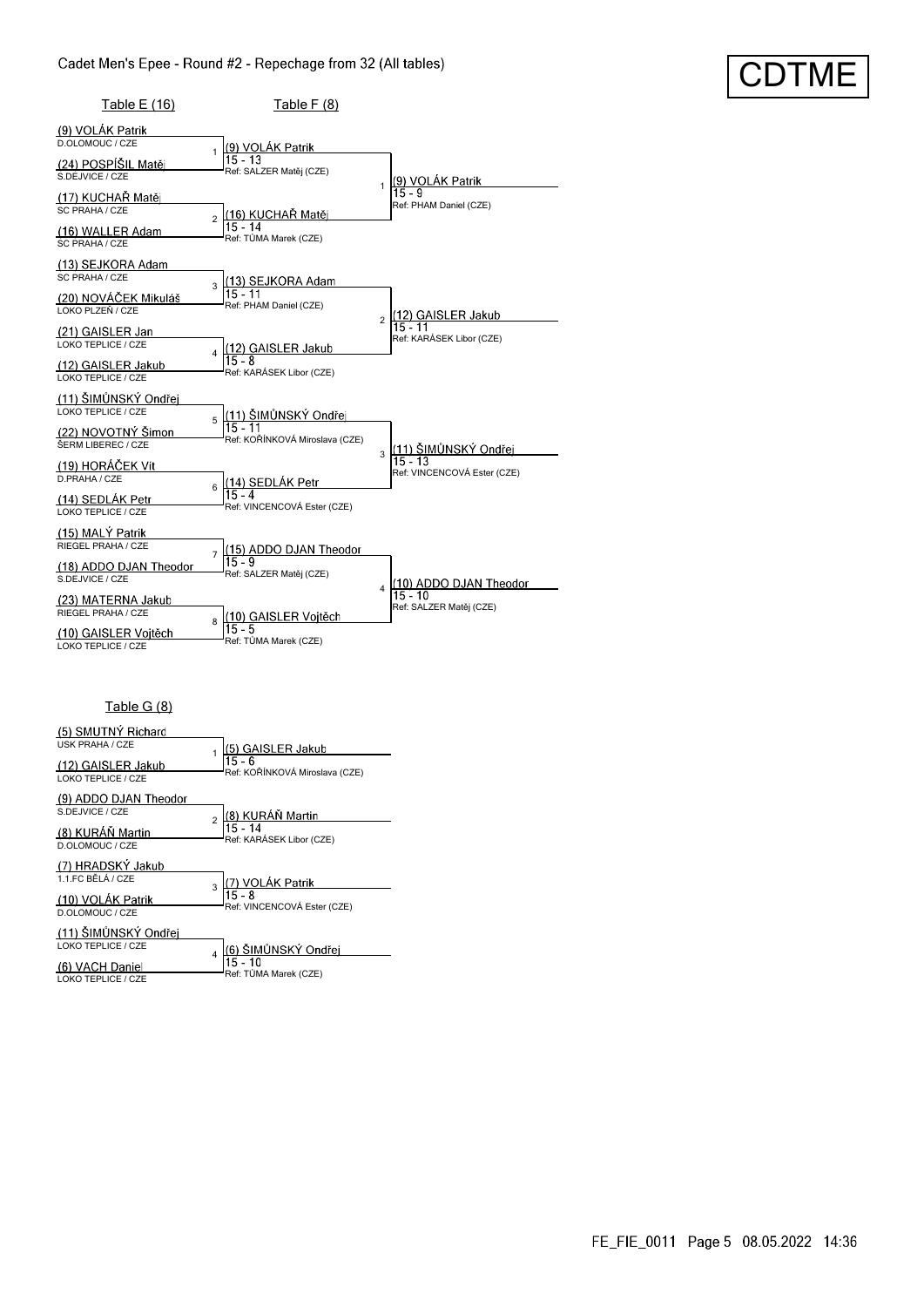Cadet Men's Epee - Round #2 - Repechage from 32 (All tables)

CDTME

## Table E (16)

| # | Fencer A | Fencer B | Winner | Score | Referee |
|---|---|---|---|---|---|
| 1 | (9) VOLÁK Patrik – D.OLOMOUC / CZE | (24) POSPÍŠIL Matěj – S.DEJVICE / CZE | (9) VOLÁK Patrik | 15 - 13 | Ref: SALZER Matěj (CZE) |
| 2 | (17) KUCHAŘ Matěj – SC PRAHA / CZE | (16) WALLER Adam – SC PRAHA / CZE | (16) KUCHAŘ Matěj | 15 - 14 | Ref: TŮMA Marek (CZE) |
| 3 | (13) SEJKORA Adam – SC PRAHA / CZE | (20) NOVÁČEK Mikuláš – LOKO PLZEŇ / CZE | (13) SEJKORA Adam | 15 - 11 | Ref: PHAM Daniel (CZE) |
| 4 | (21) GAISLER Jan – LOKO TEPLICE / CZE | (12) GAISLER Jakub – LOKO TEPLICE / CZE | (12) GAISLER Jakub | 15 - 8 | Ref: KARÁSEK Libor (CZE) |
| 5 | (11) ŠIMŮNSKÝ Ondřej – LOKO TEPLICE / CZE | (22) NOVOTNÝ Šimon – ŠERM LIBEREC / CZE | (11) ŠIMŮNSKÝ Ondřej | 15 - 11 | Ref: KOŘÍNKOVÁ Miroslava (CZE) |
| 6 | (19) HORÁČEK Vit – D.PRAHA / CZE | (14) SEDLÁK Petr – LOKO TEPLICE / CZE | (14) SEDLÁK Petr | 15 - 4 | Ref: VINCENCOVÁ Ester (CZE) |
| 7 | (15) MALÝ Patrik – RIEGEL PRAHA / CZE | (18) ADDO DJAN Theodor – S.DEJVICE / CZE | (15) ADDO DJAN Theodor | 15 - 9 | Ref: SALZER Matěj (CZE) |
| 8 | (23) MATERNA Jakub – RIEGEL PRAHA / CZE | (10) GAISLER Vojtěch – LOKO TEPLICE / CZE | (10) GAISLER Vojtěch | 15 - 5 | Ref: TŮMA Marek (CZE) |

## Table F (8)

| # | Winner | Score | Referee |
|---|---|---|---|
| 1 | (9) VOLÁK Patrik | 15 - 9 | Ref: PHAM Daniel (CZE) |
| 2 | (12) GAISLER Jakub | 15 - 11 | Ref: KARÁSEK Libor (CZE) |
| 3 | (11) ŠIMŮNSKÝ Ondřej | 15 - 13 | Ref: VINCENCOVÁ Ester (CZE) |
| 4 | (10) ADDO DJAN Theodor | 15 - 10 | Ref: SALZER Matěj (CZE) |

## Table G (8)

| # | Fencer A | Fencer B | Winner | Score | Referee |
|---|---|---|---|---|---|
| 1 | (5) SMUTNÝ Richard – USK PRAHA / CZE | (12) GAISLER Jakub – LOKO TEPLICE / CZE | (5) GAISLER Jakub | 15 - 6 | Ref: KOŘÍNKOVÁ Miroslava (CZE) |
| 2 | (9) ADDO DJAN Theodor – S.DEJVICE / CZE | (8) KURÁŇ Martin – D.OLOMOUC / CZE | (8) KURÁŇ Martin | 15 - 14 | Ref: KARÁSEK Libor (CZE) |
| 3 | (7) HRADSKÝ Jakub – 1.1.FC BĚLÁ / CZE | (10) VOLÁK Patrik – D.OLOMOUC / CZE | (7) VOLÁK Patrik | 15 - 8 | Ref: VINCENCOVÁ Ester (CZE) |
| 4 | (11) ŠIMŮNSKÝ Ondřej – LOKO TEPLICE / CZE | (6) VACH Daniel – LOKO TEPLICE / CZE | (6) ŠIMŮNSKÝ Ondřej | 15 - 10 | Ref: TŮMA Marek (CZE) |

FE_FIE_0011 Page 5 08.05.2022 14:36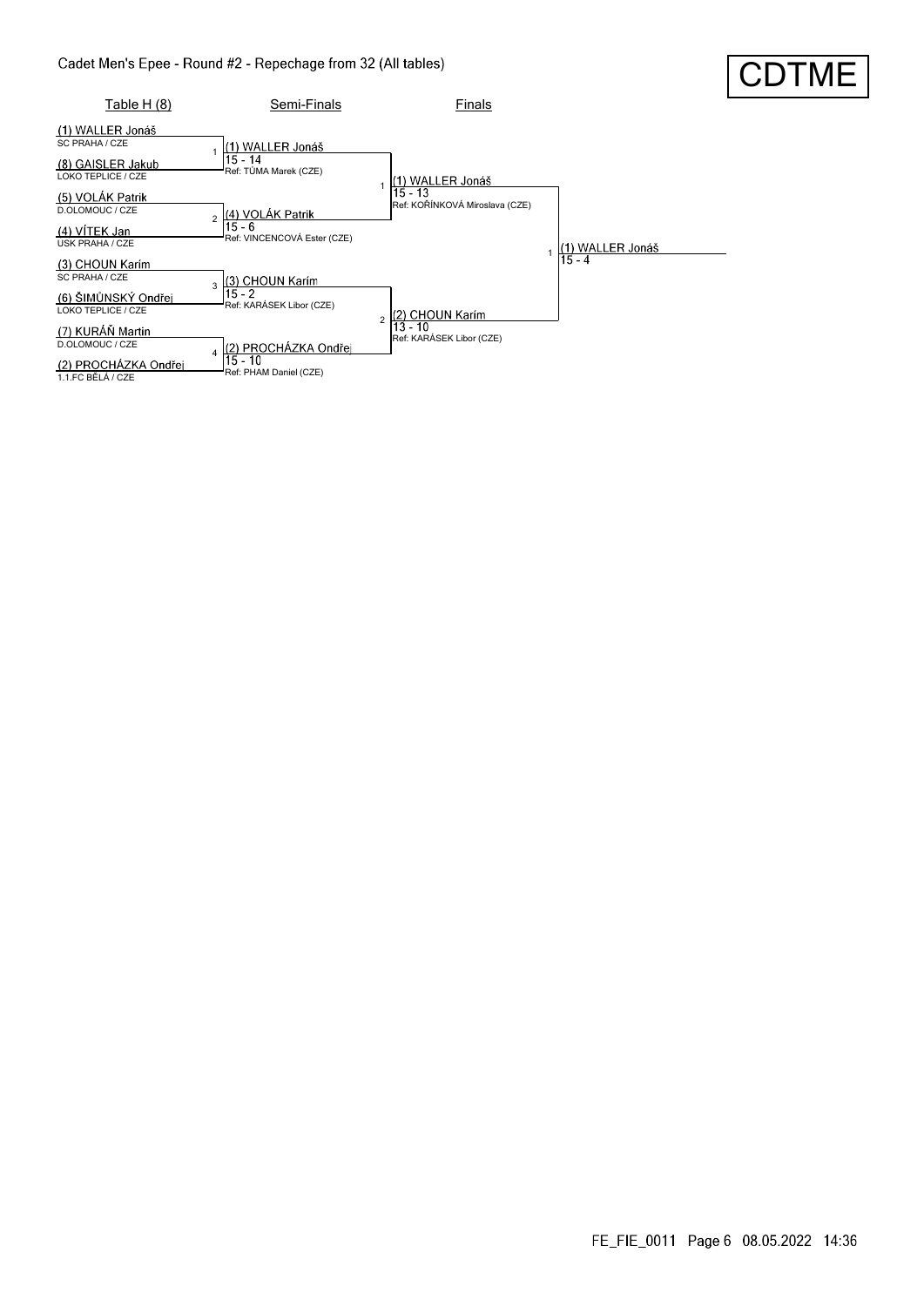# Cadet Men's Epee - Round #2 - Repechage from 32 (All tables)

CDTME

| Table H (8) | Semi-Finals | Finals | |
|---|---|---|---|
| (1) WALLER Jonáš<br>SC PRAHA / CZE | | | |
| 1 | (1) WALLER Jonáš<br>15 - 14<br>Ref: TŮMA Marek (CZE) | | |
| (8) GAISLER Jakub<br>LOKO TEPLICE / CZE | | | |
| | 1 | (1) WALLER Jonáš<br>15 - 13<br>Ref: KOŘÍNKOVÁ Miroslava (CZE) | |
| (5) VOLÁK Patrik<br>D.OLOMOUC / CZE | | | |
| 2 | (4) VOLÁK Patrik<br>15 - 6<br>Ref: VINCENCOVÁ Ester (CZE) | | |
| (4) VÍTEK Jan<br>USK PRAHA / CZE | | | |
| | | 1 | (1) WALLER Jonáš<br>15 - 4 |
| (3) CHOUN Karím<br>SC PRAHA / CZE | | | |
| 3 | (3) CHOUN Karím<br>15 - 2<br>Ref: KARÁSEK Libor (CZE) | | |
| (6) ŠIMŮNSKÝ Ondřej<br>LOKO TEPLICE / CZE | | | |
| | 2 | (2) CHOUN Karím<br>13 - 10<br>Ref: KARÁSEK Libor (CZE) | |
| (7) KURÁŇ Martin<br>D.OLOMOUC / CZE | | | |
| 4 | (2) PROCHÁZKA Ondřej<br>15 - 10<br>Ref: PHAM Daniel (CZE) | | |
| (2) PROCHÁZKA Ondřej<br>1.1.FC BĚLÁ / CZE | | | |

FE_FIE_0011 Page 6 08.05.2022 14:36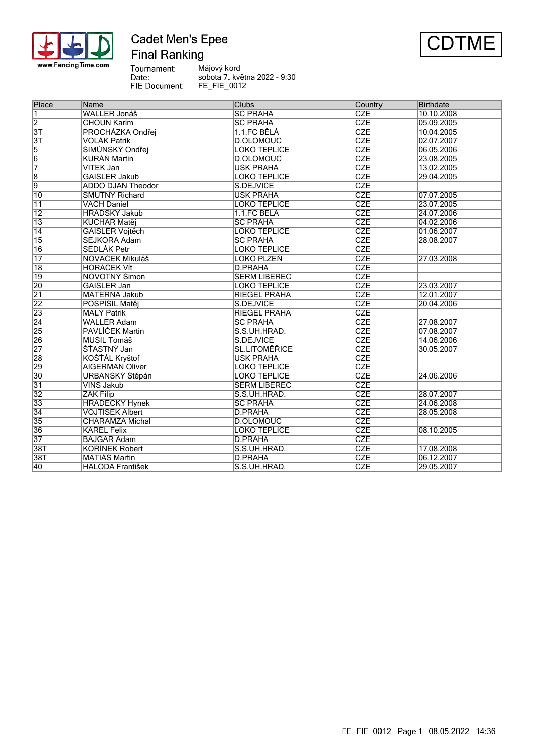# Cadet Men's Epee

## Final Ranking

**CDTME**

Tournament: Májový kord
Date: sobota 7. května 2022 - 9:30
FIE Document: FE_FIE_0012

| Place | Name | Clubs | Country | Birthdate |
|---|---|---|---|---|
| 1 | WALLER Jonáš | SC PRAHA | CZE | 10.10.2008 |
| 2 | CHOUN Karím | SC PRAHA | CZE | 05.09.2005 |
| 3T | PROCHÁZKA Ondřej | 1.1.FC BĚLÁ | CZE | 10.04.2005 |
| 3T | VOLAK Patrik | D.OLOMOUC | CZE | 02.07.2007 |
| 5 | SIMÚNSKY Ondřej | LOKO TEPLICE | CZE | 06.05.2006 |
| 6 | KURAN Martin | D.OLOMOUC | CZE | 23.08.2005 |
| 7 | VITEK Jan | USK PRAHA | CZE | 13.02.2005 |
| 8 | GAISLER Jakub | LOKO TEPLICE | CZE | 29.04.2005 |
| 9 | ADDO DJAN Theodor | S.DEJVICE | CZE | |
| 10 | SMUTNY Richard | USK PRAHA | CZE | 07.07.2005 |
| 11 | VACH Daniel | LOKO TEPLICE | CZE | 23.07.2005 |
| 12 | HRADSKY Jakub | 1.1.FC BELA | CZE | 24.07.2006 |
| 13 | KUCHAR Matěj | SC PRAHA | CZE | 04.02.2006 |
| 14 | GAISLER Vojtěch | LOKO TEPLICE | CZE | 01.06.2007 |
| 15 | SEJKORA Adam | SC PRAHA | CZE | 28.08.2007 |
| 16 | SEDLÁK Petr | LOKO TEPLICE | CZE | |
| 17 | NOVÁČEK Mikuláš | LOKO PLZEŇ | CZE | 27.03.2008 |
| 18 | HORÁČEK Vít | D.PRAHA | CZE | |
| 19 | NOVOTNÝ Šimon | ŠERM LIBEREC | CZE | |
| 20 | GAISLER Jan | LOKO TEPLICE | CZE | 23.03.2007 |
| 21 | MATERNA Jakub | RIEGEL PRAHA | CZE | 12.01.2007 |
| 22 | POSPÍŠIL Matěj | S.DEJVICE | CZE | 20.04.2006 |
| 23 | MALÝ Patrik | RIEGEL PRAHA | CZE | |
| 24 | WALLER Adam | SC PRAHA | CZE | 27.08.2007 |
| 25 | PAVLÍČEK Martin | S.S.UH.HRAD. | CZE | 07.08.2007 |
| 26 | MUSIL Tomáš | S.DEJVICE | CZE | 14.06.2006 |
| 27 | ŠŤASTNÝ Jan | SL.LITOMĚŘICE | CZE | 30.05.2007 |
| 28 | KOŠŤÁL Kryštof | USK PRAHA | CZE | |
| 29 | AIGERMAN Oliver | LOKO TEPLICE | CZE | |
| 30 | URBANSKY Stěpán | LOKO TEPLICE | CZE | 24.06.2006 |
| 31 | VINS Jakub | SERM LIBEREC | CZE | |
| 32 | ZAK Filip | S.S.UH.HRAD. | CZE | 28.07.2007 |
| 33 | HRADECKY Hynek | SC PRAHA | CZE | 24.06.2008 |
| 34 | VOJTISEK Albert | D.PRAHA | CZE | 28.05.2008 |
| 35 | CHARAMZA Michal | D.OLOMOUC | CZE | |
| 36 | KAREL Felix | LOKO TEPLICE | CZE | 08.10.2005 |
| 37 | BAJGAR Adam | D.PRAHA | CZE | |
| 38T | KORINEK Robert | S.S.UH.HRAD. | CZE | 17.08.2008 |
| 38T | MATIAS Martin | D.PRAHA | CZE | 06.12.2007 |
| 40 | HALODA František | S.S.UH.HRAD. | CZE | 29.05.2007 |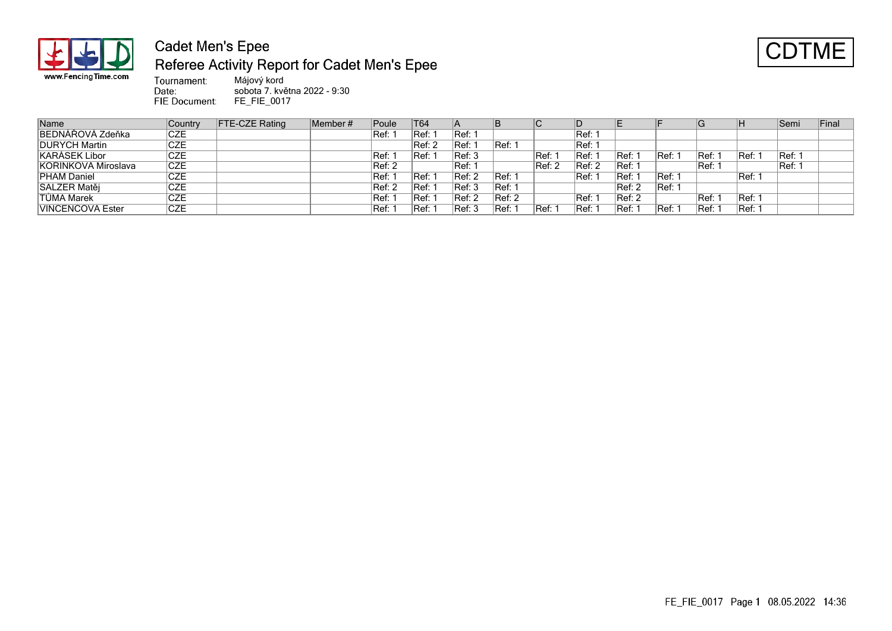# Cadet Men's Epee

## Referee Activity Report for Cadet Men's Epee

CDTME

Tournament: Májový kord
Date: sobota 7. května 2022 - 9:30
FIE Document: FE_FIE_0017

| Name | Country | FTE-CZE Rating | Member # | Poule | T64 | A | B | C | D | E | F | G | H | Semi | Final |
|---|---|---|---|---|---|---|---|---|---|---|---|---|---|---|---|
| BEDNÁŘOVÁ Zdeňka | CZE | | | Ref: 1 | Ref: 1 | Ref: 1 | | | Ref: 1 | | | | | | |
| DURYCH Martin | CZE | | | | Ref: 2 | Ref: 1 | Ref: 1 | | Ref: 1 | | | | | | |
| KARÁSEK Libor | CZE | | | Ref: 1 | Ref: 1 | Ref: 3 | | Ref: 1 | Ref: 1 | Ref: 1 | Ref: 1 | Ref: 1 | Ref: 1 | Ref: 1 | |
| KORINKOVA Miroslava | CZE | | | Ref: 2 | | Ref: 1 | | Ref: 2 | Ref: 2 | Ref: 1 | | Ref: 1 | | Ref: 1 | |
| PHAM Daniel | CZE | | | Ref: 1 | Ref: 1 | Ref: 2 | Ref: 1 | | Ref: 1 | Ref: 1 | Ref: 1 | | Ref: 1 | | |
| SALZER Matěj | CZE | | | Ref: 2 | Ref: 1 | Ref: 3 | Ref: 1 | | | Ref: 2 | Ref: 1 | | | | |
| TŮMA Marek | CZE | | | Ref: 1 | Ref: 1 | Ref: 2 | Ref: 2 | | Ref: 1 | Ref: 2 | | Ref: 1 | Ref: 1 | | |
| VINCENCOVA Ester | CZE | | | Ref: 1 | Ref: 1 | Ref: 3 | Ref: 1 | Ref: 1 | Ref: 1 | Ref: 1 | Ref: 1 | Ref: 1 | Ref: 1 | | |